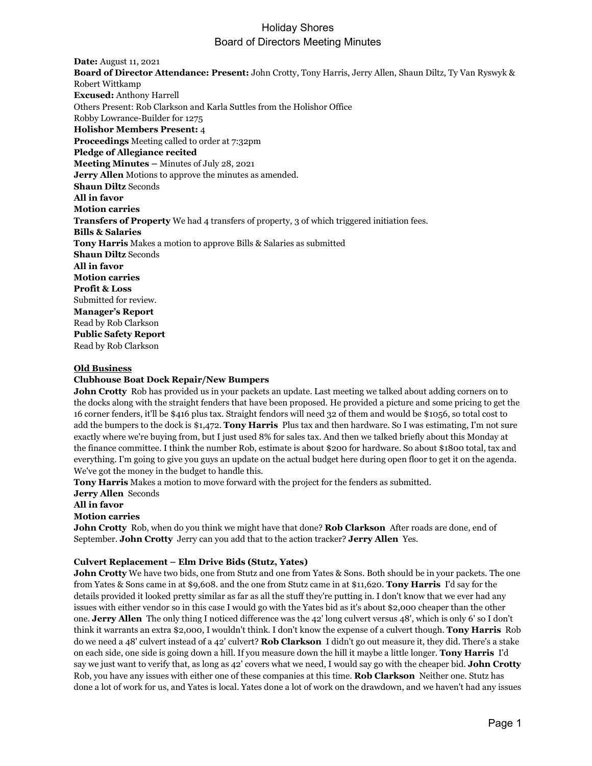# Holiday Shores
## Board of Directors Meeting Minutes

**Date:** August 11, 2021

**Board of Director Attendance: Present:** John Crotty, Tony Harris, Jerry Allen, Shaun Diltz, Ty Van Ryswyk & Robert Wittkamp

**Excused:** Anthony Harrell

Others Present: Rob Clarkson and Karla Suttles from the Holishor Office

Robby Lowrance-Builder for 1275

**Holishor Members Present:** 4

**Proceedings** Meeting called to order at 7:32pm

**Pledge of Allegiance recited**

**Meeting Minutes** – Minutes of July 28, 2021

**Jerry Allen** Motions to approve the minutes as amended.

**Shaun Diltz** Seconds

**All in favor**

**Motion carries**

**Transfers of Property** We had 4 transfers of property, 3 of which triggered initiation fees.

**Bills & Salaries**

**Tony Harris** Makes a motion to approve Bills & Salaries as submitted

**Shaun Diltz** Seconds

**All in favor**

**Motion carries**

**Profit & Loss**

Submitted for review.

**Manager's Report**

Read by Rob Clarkson

**Public Safety Report**

Read by Rob Clarkson

**Old Business**

**Clubhouse Boat Dock Repair/New Bumpers**

**John Crotty** Rob has provided us in your packets an update. Last meeting we talked about adding corners on to the docks along with the straight fenders that have been proposed. He provided a picture and some pricing to get the 16 corner fenders, it'll be $416 plus tax. Straight fendors will need 32 of them and would be $1056, so total cost to add the bumpers to the dock is $1,472. **Tony Harris** Plus tax and then hardware. So I was estimating, I'm not sure exactly where we're buying from, but I just used 8% for sales tax. And then we talked briefly about this Monday at the finance committee. I think the number Rob, estimate is about $200 for hardware. So about $1800 total, tax and everything. I'm going to give you guys an update on the actual budget here during open floor to get it on the agenda. We've got the money in the budget to handle this.

**Tony Harris** Makes a motion to move forward with the project for the fenders as submitted.

**Jerry Allen** Seconds

**All in favor**

**Motion carries**

**John Crotty** Rob, when do you think we might have that done? **Rob Clarkson** After roads are done, end of September. **John Crotty** Jerry can you add that to the action tracker? **Jerry Allen** Yes.

**Culvert Replacement – Elm Drive Bids (Stutz, Yates)**

**John Crotty** We have two bids, one from Stutz and one from Yates & Sons. Both should be in your packets. The one from Yates & Sons came in at $9,608. and the one from Stutz came in at $11,620. **Tony Harris** I'd say for the details provided it looked pretty similar as far as all the stuff they're putting in. I don't know that we ever had any issues with either vendor so in this case I would go with the Yates bid as it's about $2,000 cheaper than the other one. **Jerry Allen** The only thing I noticed difference was the 42' long culvert versus 48', which is only 6' so I don't think it warrants an extra $2,000, I wouldn't think. I don't know the expense of a culvert though. **Tony Harris** Rob do we need a 48' culvert instead of a 42' culvert? **Rob Clarkson** I didn't go out measure it, they did. There's a stake on each side, one side is going down a hill. If you measure down the hill it maybe a little longer. **Tony Harris** I'd say we just want to verify that, as long as 42' covers what we need, I would say go with the cheaper bid. **John Crotty** Rob, you have any issues with either one of these companies at this time. **Rob Clarkson** Neither one. Stutz has done a lot of work for us, and Yates is local. Yates done a lot of work on the drawdown, and we haven't had any issues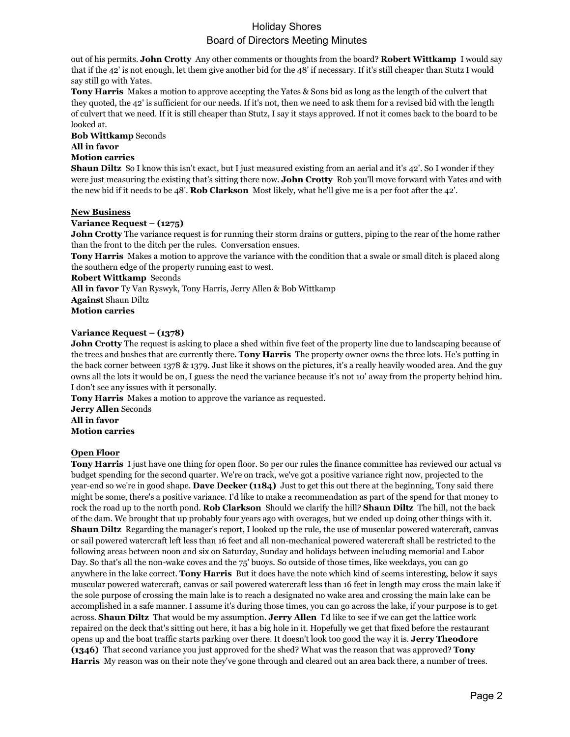out of his permits. **John Crotty** Any other comments or thoughts from the board? **Robert Wittkamp** I would say that if the 42' is not enough, let them give another bid for the 48' if necessary. If it's still cheaper than Stutz I would say still go with Yates.

**Tony Harris** Makes a motion to approve accepting the Yates & Sons bid as long as the length of the culvert that they quoted, the 42' is sufficient for our needs. If it's not, then we need to ask them for a revised bid with the length of culvert that we need. If it is still cheaper than Stutz, I say it stays approved. If not it comes back to the board to be looked at.

**Bob Wittkamp** Seconds

**All in favor**

**Motion carries**

**Shaun Diltz** So I know this isn't exact, but I just measured existing from an aerial and it's 42'. So I wonder if they were just measuring the existing that's sitting there now. **John Crotty** Rob you'll move forward with Yates and with the new bid if it needs to be 48'. **Rob Clarkson** Most likely, what he'll give me is a per foot after the 42'.

## New Business

**Variance Request – (1275)**

**John Crotty** The variance request is for running their storm drains or gutters, piping to the rear of the home rather than the front to the ditch per the rules. Conversation ensues.

**Tony Harris** Makes a motion to approve the variance with the condition that a swale or small ditch is placed along the southern edge of the property running east to west.

**Robert Wittkamp** Seconds

**All in favor** Ty Van Ryswyk, Tony Harris, Jerry Allen & Bob Wittkamp

**Against** Shaun Diltz

**Motion carries**

**Variance Request – (1378)**

**John Crotty** The request is asking to place a shed within five feet of the property line due to landscaping because of the trees and bushes that are currently there. **Tony Harris** The property owner owns the three lots. He's putting in the back corner between 1378 & 1379. Just like it shows on the pictures, it's a really heavily wooded area. And the guy owns all the lots it would be on, I guess the need the variance because it's not 10' away from the property behind him. I don't see any issues with it personally.

**Tony Harris** Makes a motion to approve the variance as requested.

**Jerry Allen** Seconds

**All in favor**

**Motion carries**

## Open Floor

**Tony Harris** I just have one thing for open floor. So per our rules the finance committee has reviewed our actual vs budget spending for the second quarter. We're on track, we've got a positive variance right now, projected to the year-end so we're in good shape. **Dave Decker (1184)** Just to get this out there at the beginning, Tony said there might be some, there's a positive variance. I'd like to make a recommendation as part of the spend for that money to rock the road up to the north pond. **Rob Clarkson** Should we clarify the hill? **Shaun Diltz** The hill, not the back of the dam. We brought that up probably four years ago with overages, but we ended up doing other things with it. **Shaun Diltz** Regarding the manager's report, I looked up the rule, the use of muscular powered watercraft, canvas or sail powered watercraft left less than 16 feet and all non-mechanical powered watercraft shall be restricted to the following areas between noon and six on Saturday, Sunday and holidays between including memorial and Labor Day. So that's all the non-wake coves and the 75' buoys. So outside of those times, like weekdays, you can go anywhere in the lake correct. **Tony Harris** But it does have the note which kind of seems interesting, below it says muscular powered watercraft, canvas or sail powered watercraft less than 16 feet in length may cross the main lake if the sole purpose of crossing the main lake is to reach a designated no wake area and crossing the main lake can be accomplished in a safe manner. I assume it's during those times, you can go across the lake, if your purpose is to get across. **Shaun Diltz** That would be my assumption. **Jerry Allen** I'd like to see if we can get the lattice work repaired on the deck that's sitting out here, it has a big hole in it. Hopefully we get that fixed before the restaurant opens up and the boat traffic starts parking over there. It doesn't look too good the way it is. **Jerry Theodore (1346)** That second variance you just approved for the shed? What was the reason that was approved? **Tony Harris** My reason was on their note they've gone through and cleared out an area back there, a number of trees.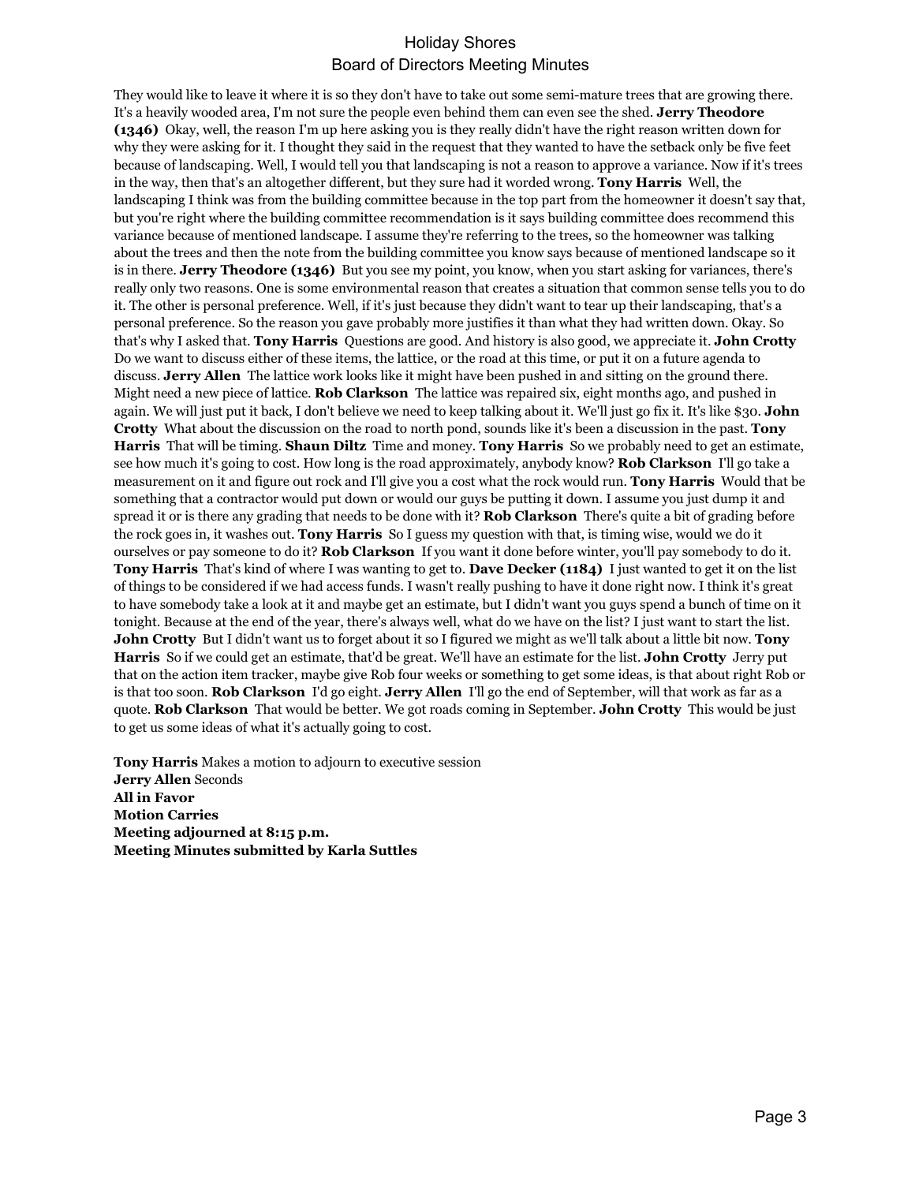They would like to leave it where it is so they don't have to take out some semi-mature trees that are growing there. It's a heavily wooded area, I'm not sure the people even behind them can even see the shed. **Jerry Theodore (1346)** Okay, well, the reason I'm up here asking you is they really didn't have the right reason written down for why they were asking for it. I thought they said in the request that they wanted to have the setback only be five feet because of landscaping. Well, I would tell you that landscaping is not a reason to approve a variance. Now if it's trees in the way, then that's an altogether different, but they sure had it worded wrong. **Tony Harris** Well, the landscaping I think was from the building committee because in the top part from the homeowner it doesn't say that, but you're right where the building committee recommendation is it says building committee does recommend this variance because of mentioned landscape. I assume they're referring to the trees, so the homeowner was talking about the trees and then the note from the building committee you know says because of mentioned landscape so it is in there. **Jerry Theodore (1346)** But you see my point, you know, when you start asking for variances, there's really only two reasons. One is some environmental reason that creates a situation that common sense tells you to do it. The other is personal preference. Well, if it's just because they didn't want to tear up their landscaping, that's a personal preference. So the reason you gave probably more justifies it than what they had written down. Okay. So that's why I asked that. **Tony Harris** Questions are good. And history is also good, we appreciate it. **John Crotty** Do we want to discuss either of these items, the lattice, or the road at this time, or put it on a future agenda to discuss. **Jerry Allen** The lattice work looks like it might have been pushed in and sitting on the ground there. Might need a new piece of lattice. **Rob Clarkson** The lattice was repaired six, eight months ago, and pushed in again. We will just put it back, I don't believe we need to keep talking about it. We'll just go fix it. It's like $30. **John Crotty** What about the discussion on the road to north pond, sounds like it's been a discussion in the past. **Tony Harris** That will be timing. **Shaun Diltz** Time and money. **Tony Harris** So we probably need to get an estimate, see how much it's going to cost. How long is the road approximately, anybody know? **Rob Clarkson** I'll go take a measurement on it and figure out rock and I'll give you a cost what the rock would run. **Tony Harris** Would that be something that a contractor would put down or would our guys be putting it down. I assume you just dump it and spread it or is there any grading that needs to be done with it? **Rob Clarkson** There's quite a bit of grading before the rock goes in, it washes out. **Tony Harris** So I guess my question with that, is timing wise, would we do it ourselves or pay someone to do it? **Rob Clarkson** If you want it done before winter, you'll pay somebody to do it. **Tony Harris** That's kind of where I was wanting to get to. **Dave Decker (1184)** I just wanted to get it on the list of things to be considered if we had access funds. I wasn't really pushing to have it done right now. I think it's great to have somebody take a look at it and maybe get an estimate, but I didn't want you guys spend a bunch of time on it tonight. Because at the end of the year, there's always well, what do we have on the list? I just want to start the list. **John Crotty** But I didn't want us to forget about it so I figured we might as we'll talk about a little bit now. **Tony Harris** So if we could get an estimate, that'd be great. We'll have an estimate for the list. **John Crotty** Jerry put that on the action item tracker, maybe give Rob four weeks or something to get some ideas, is that about right Rob or is that too soon. **Rob Clarkson** I'd go eight. **Jerry Allen** I'll go the end of September, will that work as far as a quote. **Rob Clarkson** That would be better. We got roads coming in September. **John Crotty** This would be just to get us some ideas of what it's actually going to cost.

**Tony Harris** Makes a motion to adjourn to executive session
**Jerry Allen** Seconds
**All in Favor**
**Motion Carries**
**Meeting adjourned at 8:15 p.m.**
**Meeting Minutes submitted by Karla Suttles**